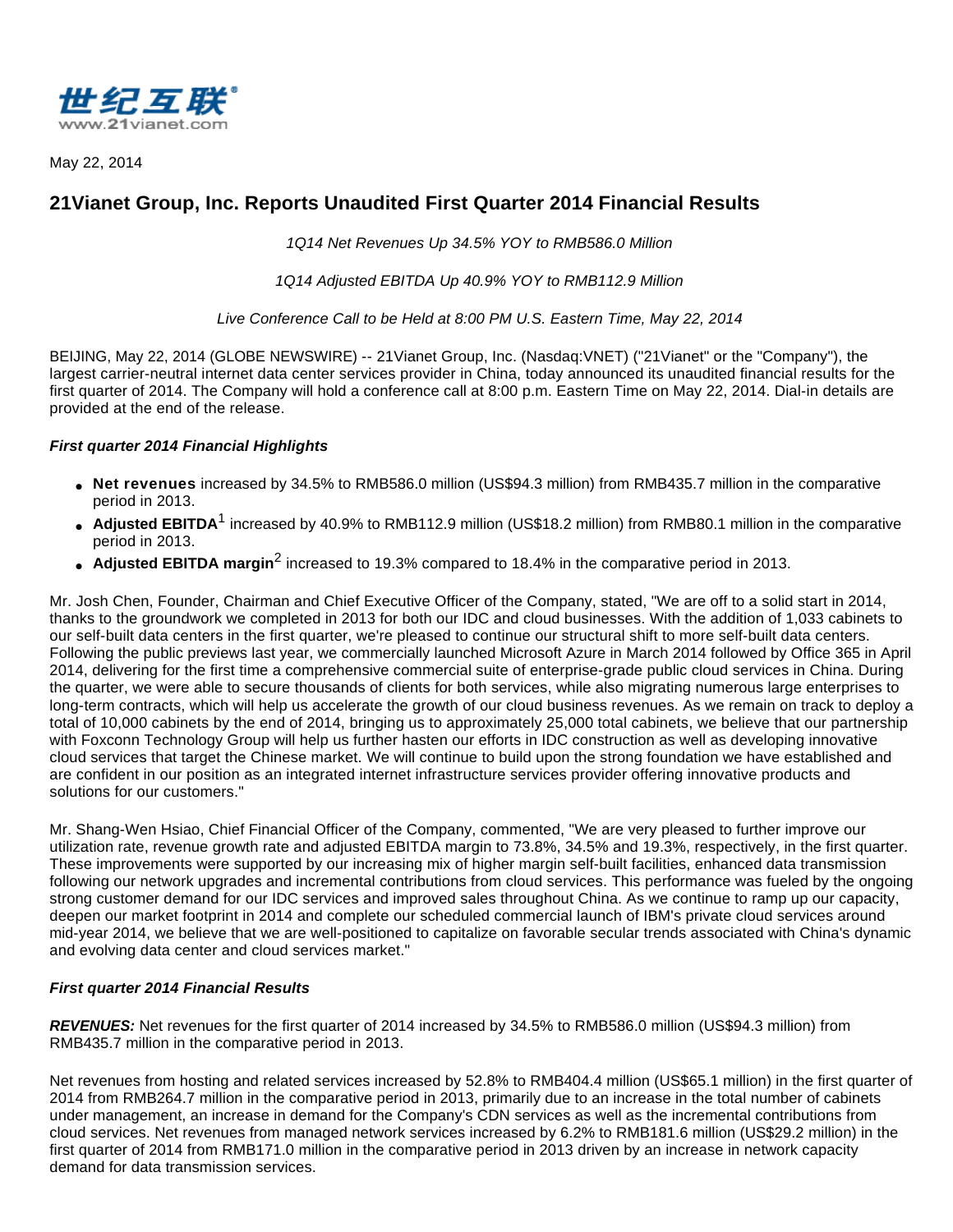世纪互联
www.21vianet.com

May 22, 2014

# 21Vianet Group, Inc. Reports Unaudited First Quarter 2014 Financial Results

*1Q14 Net Revenues Up 34.5% YOY to RMB586.0 Million*

*1Q14 Adjusted EBITDA Up 40.9% YOY to RMB112.9 Million*

*Live Conference Call to be Held at 8:00 PM U.S. Eastern Time, May 22, 2014*

BEIJING, May 22, 2014 (GLOBE NEWSWIRE) -- 21Vianet Group, Inc. (Nasdaq:VNET) ("21Vianet" or the "Company"), the largest carrier-neutral internet data center services provider in China, today announced its unaudited financial results for the first quarter of 2014. The Company will hold a conference call at 8:00 p.m. Eastern Time on May 22, 2014. Dial-in details are provided at the end of the release.

***First quarter 2014 Financial Highlights***

- **Net revenues** increased by 34.5% to RMB586.0 million (US$94.3 million) from RMB435.7 million in the comparative period in 2013.
- **Adjusted EBITDA**[1] increased by 40.9% to RMB112.9 million (US$18.2 million) from RMB80.1 million in the comparative period in 2013.
- **Adjusted EBITDA margin**[2] increased to 19.3% compared to 18.4% in the comparative period in 2013.

Mr. Josh Chen, Founder, Chairman and Chief Executive Officer of the Company, stated, "We are off to a solid start in 2014, thanks to the groundwork we completed in 2013 for both our IDC and cloud businesses. With the addition of 1,033 cabinets to our self-built data centers in the first quarter, we're pleased to continue our structural shift to more self-built data centers. Following the public previews last year, we commercially launched Microsoft Azure in March 2014 followed by Office 365 in April 2014, delivering for the first time a comprehensive commercial suite of enterprise-grade public cloud services in China. During the quarter, we were able to secure thousands of clients for both services, while also migrating numerous large enterprises to long-term contracts, which will help us accelerate the growth of our cloud business revenues. As we remain on track to deploy a total of 10,000 cabinets by the end of 2014, bringing us to approximately 25,000 total cabinets, we believe that our partnership with Foxconn Technology Group will help us further hasten our efforts in IDC construction as well as developing innovative cloud services that target the Chinese market. We will continue to build upon the strong foundation we have established and are confident in our position as an integrated internet infrastructure services provider offering innovative products and solutions for our customers."

Mr. Shang-Wen Hsiao, Chief Financial Officer of the Company, commented, "We are very pleased to further improve our utilization rate, revenue growth rate and adjusted EBITDA margin to 73.8%, 34.5% and 19.3%, respectively, in the first quarter. These improvements were supported by our increasing mix of higher margin self-built facilities, enhanced data transmission following our network upgrades and incremental contributions from cloud services. This performance was fueled by the ongoing strong customer demand for our IDC services and improved sales throughout China. As we continue to ramp up our capacity, deepen our market footprint in 2014 and complete our scheduled commercial launch of IBM's private cloud services around mid-year 2014, we believe that we are well-positioned to capitalize on favorable secular trends associated with China's dynamic and evolving data center and cloud services market."

***First quarter 2014 Financial Results***

***REVENUES:*** Net revenues for the first quarter of 2014 increased by 34.5% to RMB586.0 million (US$94.3 million) from RMB435.7 million in the comparative period in 2013.

Net revenues from hosting and related services increased by 52.8% to RMB404.4 million (US$65.1 million) in the first quarter of 2014 from RMB264.7 million in the comparative period in 2013, primarily due to an increase in the total number of cabinets under management, an increase in demand for the Company's CDN services as well as the incremental contributions from cloud services. Net revenues from managed network services increased by 6.2% to RMB181.6 million (US$29.2 million) in the first quarter of 2014 from RMB171.0 million in the comparative period in 2013 driven by an increase in network capacity demand for data transmission services.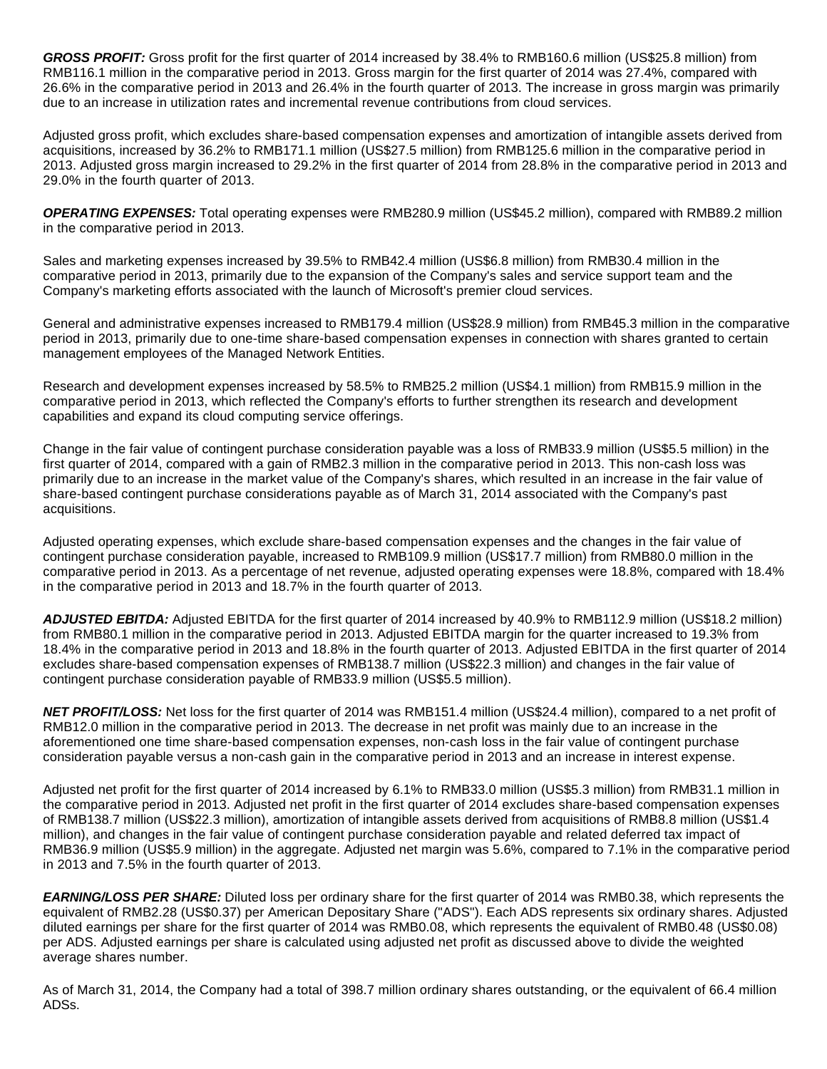***GROSS PROFIT:*** Gross profit for the first quarter of 2014 increased by 38.4% to RMB160.6 million (US$25.8 million) from RMB116.1 million in the comparative period in 2013. Gross margin for the first quarter of 2014 was 27.4%, compared with 26.6% in the comparative period in 2013 and 26.4% in the fourth quarter of 2013. The increase in gross margin was primarily due to an increase in utilization rates and incremental revenue contributions from cloud services.

Adjusted gross profit, which excludes share-based compensation expenses and amortization of intangible assets derived from acquisitions, increased by 36.2% to RMB171.1 million (US$27.5 million) from RMB125.6 million in the comparative period in 2013. Adjusted gross margin increased to 29.2% in the first quarter of 2014 from 28.8% in the comparative period in 2013 and 29.0% in the fourth quarter of 2013.

***OPERATING EXPENSES:*** Total operating expenses were RMB280.9 million (US$45.2 million), compared with RMB89.2 million in the comparative period in 2013.

Sales and marketing expenses increased by 39.5% to RMB42.4 million (US$6.8 million) from RMB30.4 million in the comparative period in 2013, primarily due to the expansion of the Company's sales and service support team and the Company's marketing efforts associated with the launch of Microsoft's premier cloud services.

General and administrative expenses increased to RMB179.4 million (US$28.9 million) from RMB45.3 million in the comparative period in 2013, primarily due to one-time share-based compensation expenses in connection with shares granted to certain management employees of the Managed Network Entities.

Research and development expenses increased by 58.5% to RMB25.2 million (US$4.1 million) from RMB15.9 million in the comparative period in 2013, which reflected the Company's efforts to further strengthen its research and development capabilities and expand its cloud computing service offerings.

Change in the fair value of contingent purchase consideration payable was a loss of RMB33.9 million (US$5.5 million) in the first quarter of 2014, compared with a gain of RMB2.3 million in the comparative period in 2013. This non-cash loss was primarily due to an increase in the market value of the Company's shares, which resulted in an increase in the fair value of share-based contingent purchase considerations payable as of March 31, 2014 associated with the Company's past acquisitions.

Adjusted operating expenses, which exclude share-based compensation expenses and the changes in the fair value of contingent purchase consideration payable, increased to RMB109.9 million (US$17.7 million) from RMB80.0 million in the comparative period in 2013. As a percentage of net revenue, adjusted operating expenses were 18.8%, compared with 18.4% in the comparative period in 2013 and 18.7% in the fourth quarter of 2013.

***ADJUSTED EBITDA:*** Adjusted EBITDA for the first quarter of 2014 increased by 40.9% to RMB112.9 million (US$18.2 million) from RMB80.1 million in the comparative period in 2013. Adjusted EBITDA margin for the quarter increased to 19.3% from 18.4% in the comparative period in 2013 and 18.8% in the fourth quarter of 2013. Adjusted EBITDA in the first quarter of 2014 excludes share-based compensation expenses of RMB138.7 million (US$22.3 million) and changes in the fair value of contingent purchase consideration payable of RMB33.9 million (US$5.5 million).

***NET PROFIT/LOSS:*** Net loss for the first quarter of 2014 was RMB151.4 million (US$24.4 million), compared to a net profit of RMB12.0 million in the comparative period in 2013. The decrease in net profit was mainly due to an increase in the aforementioned one time share-based compensation expenses, non-cash loss in the fair value of contingent purchase consideration payable versus a non-cash gain in the comparative period in 2013 and an increase in interest expense.

Adjusted net profit for the first quarter of 2014 increased by 6.1% to RMB33.0 million (US$5.3 million) from RMB31.1 million in the comparative period in 2013. Adjusted net profit in the first quarter of 2014 excludes share-based compensation expenses of RMB138.7 million (US$22.3 million), amortization of intangible assets derived from acquisitions of RMB8.8 million (US$1.4 million), and changes in the fair value of contingent purchase consideration payable and related deferred tax impact of RMB36.9 million (US$5.9 million) in the aggregate. Adjusted net margin was 5.6%, compared to 7.1% in the comparative period in 2013 and 7.5% in the fourth quarter of 2013.

***EARNING/LOSS PER SHARE:*** Diluted loss per ordinary share for the first quarter of 2014 was RMB0.38, which represents the equivalent of RMB2.28 (US$0.37) per American Depositary Share ("ADS"). Each ADS represents six ordinary shares. Adjusted diluted earnings per share for the first quarter of 2014 was RMB0.08, which represents the equivalent of RMB0.48 (US$0.08) per ADS. Adjusted earnings per share is calculated using adjusted net profit as discussed above to divide the weighted average shares number.

As of March 31, 2014, the Company had a total of 398.7 million ordinary shares outstanding, or the equivalent of 66.4 million ADSs.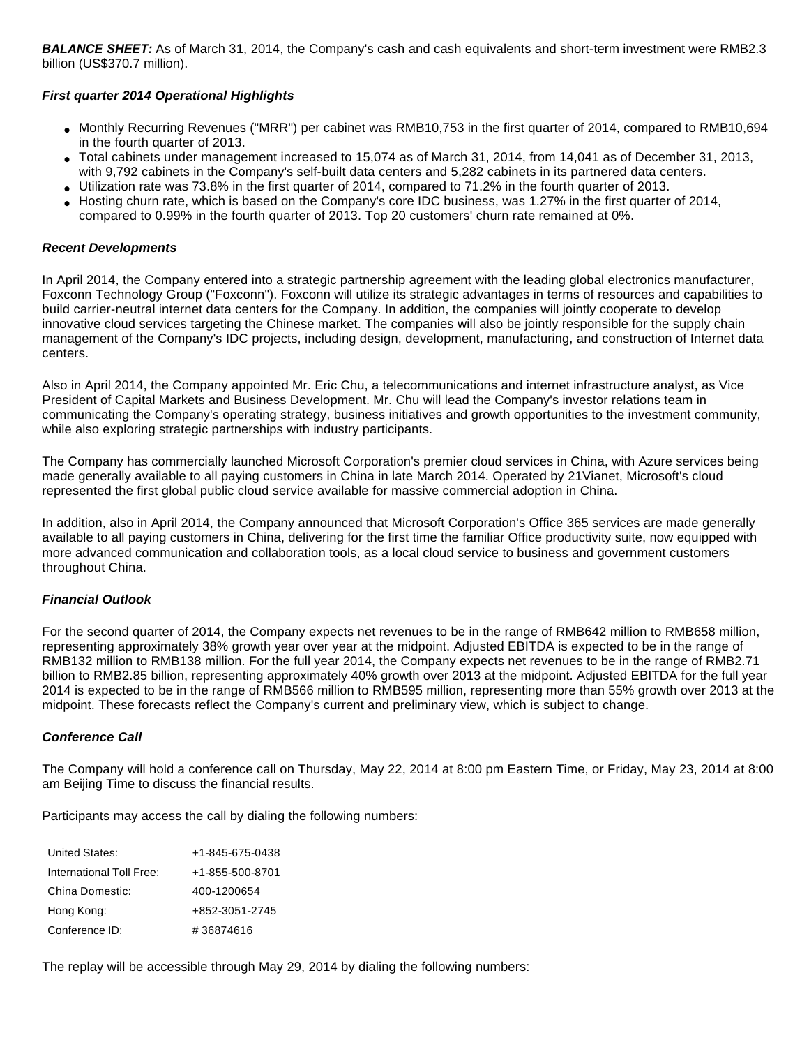***BALANCE SHEET:*** As of March 31, 2014, the Company's cash and cash equivalents and short-term investment were RMB2.3 billion (US$370.7 million).

***First quarter 2014 Operational Highlights***

- Monthly Recurring Revenues ("MRR") per cabinet was RMB10,753 in the first quarter of 2014, compared to RMB10,694 in the fourth quarter of 2013.
- Total cabinets under management increased to 15,074 as of March 31, 2014, from 14,041 as of December 31, 2013, with 9,792 cabinets in the Company's self-built data centers and 5,282 cabinets in its partnered data centers.
- Utilization rate was 73.8% in the first quarter of 2014, compared to 71.2% in the fourth quarter of 2013.
- Hosting churn rate, which is based on the Company's core IDC business, was 1.27% in the first quarter of 2014, compared to 0.99% in the fourth quarter of 2013. Top 20 customers' churn rate remained at 0%.

***Recent Developments***

In April 2014, the Company entered into a strategic partnership agreement with the leading global electronics manufacturer, Foxconn Technology Group ("Foxconn"). Foxconn will utilize its strategic advantages in terms of resources and capabilities to build carrier-neutral internet data centers for the Company. In addition, the companies will jointly cooperate to develop innovative cloud services targeting the Chinese market. The companies will also be jointly responsible for the supply chain management of the Company's IDC projects, including design, development, manufacturing, and construction of Internet data centers.

Also in April 2014, the Company appointed Mr. Eric Chu, a telecommunications and internet infrastructure analyst, as Vice President of Capital Markets and Business Development. Mr. Chu will lead the Company's investor relations team in communicating the Company's operating strategy, business initiatives and growth opportunities to the investment community, while also exploring strategic partnerships with industry participants.

The Company has commercially launched Microsoft Corporation's premier cloud services in China, with Azure services being made generally available to all paying customers in China in late March 2014. Operated by 21Vianet, Microsoft's cloud represented the first global public cloud service available for massive commercial adoption in China.

In addition, also in April 2014, the Company announced that Microsoft Corporation's Office 365 services are made generally available to all paying customers in China, delivering for the first time the familiar Office productivity suite, now equipped with more advanced communication and collaboration tools, as a local cloud service to business and government customers throughout China.

***Financial Outlook***

For the second quarter of 2014, the Company expects net revenues to be in the range of RMB642 million to RMB658 million, representing approximately 38% growth year over year at the midpoint. Adjusted EBITDA is expected to be in the range of RMB132 million to RMB138 million. For the full year 2014, the Company expects net revenues to be in the range of RMB2.71 billion to RMB2.85 billion, representing approximately 40% growth over 2013 at the midpoint. Adjusted EBITDA for the full year 2014 is expected to be in the range of RMB566 million to RMB595 million, representing more than 55% growth over 2013 at the midpoint. These forecasts reflect the Company's current and preliminary view, which is subject to change.

***Conference Call***

The Company will hold a conference call on Thursday, May 22, 2014 at 8:00 pm Eastern Time, or Friday, May 23, 2014 at 8:00 am Beijing Time to discuss the financial results.

Participants may access the call by dialing the following numbers:

| | |
|---|---|
| United States: | +1-845-675-0438 |
| International Toll Free: | +1-855-500-8701 |
| China Domestic: | 400-1200654 |
| Hong Kong: | +852-3051-2745 |
| Conference ID: | # 36874616 |

The replay will be accessible through May 29, 2014 by dialing the following numbers: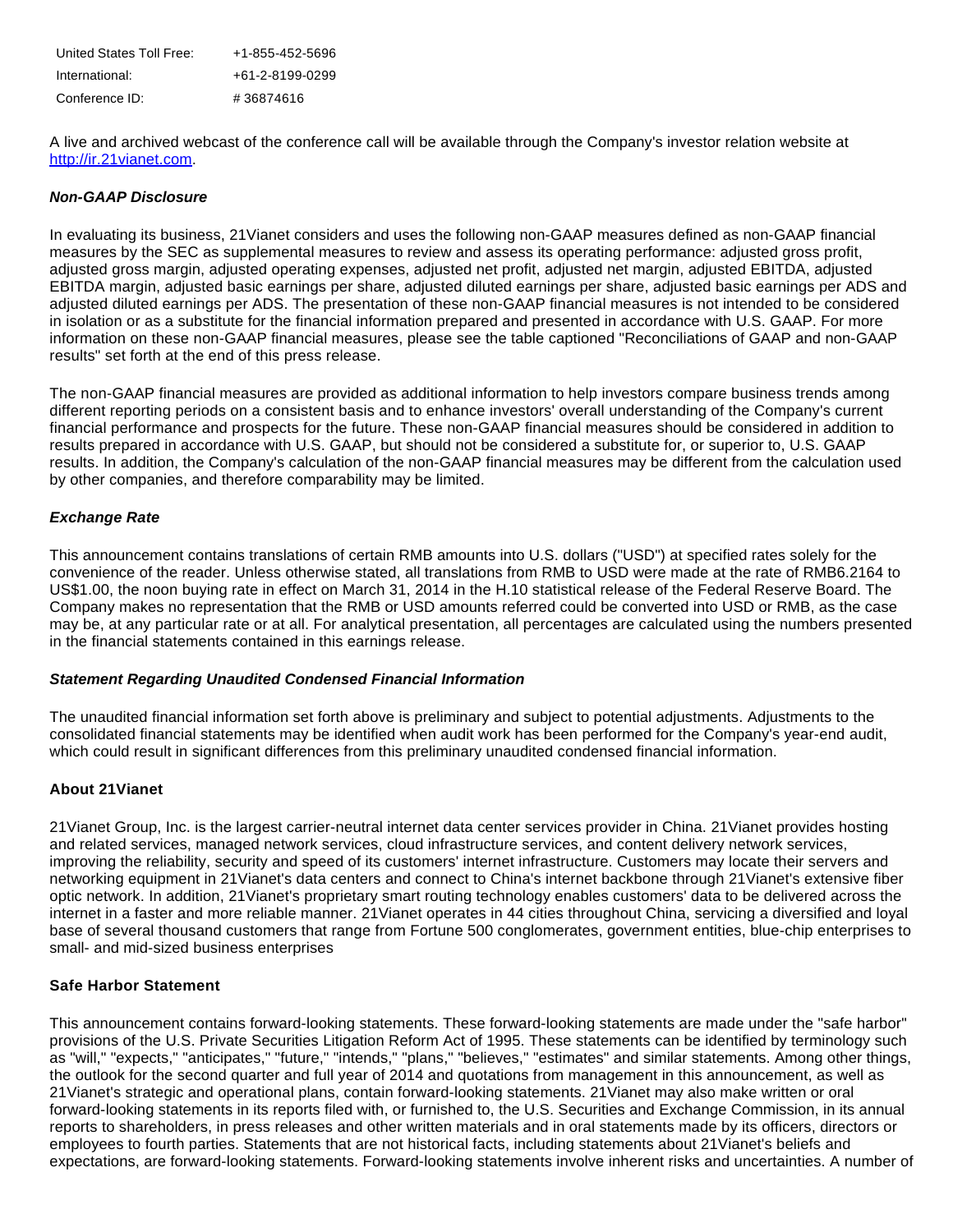| | |
|---|---|
| United States Toll Free: | +1-855-452-5696 |
| International: | +61-2-8199-0299 |
| Conference ID: | # 36874616 |

A live and archived webcast of the conference call will be available through the Company's investor relation website at http://ir.21vianet.com.

***Non-GAAP Disclosure***

In evaluating its business, 21Vianet considers and uses the following non-GAAP measures defined as non-GAAP financial measures by the SEC as supplemental measures to review and assess its operating performance: adjusted gross profit, adjusted gross margin, adjusted operating expenses, adjusted net profit, adjusted net margin, adjusted EBITDA, adjusted EBITDA margin, adjusted basic earnings per share, adjusted diluted earnings per share, adjusted basic earnings per ADS and adjusted diluted earnings per ADS. The presentation of these non-GAAP financial measures is not intended to be considered in isolation or as a substitute for the financial information prepared and presented in accordance with U.S. GAAP. For more information on these non-GAAP financial measures, please see the table captioned "Reconciliations of GAAP and non-GAAP results" set forth at the end of this press release.

The non-GAAP financial measures are provided as additional information to help investors compare business trends among different reporting periods on a consistent basis and to enhance investors' overall understanding of the Company's current financial performance and prospects for the future. These non-GAAP financial measures should be considered in addition to results prepared in accordance with U.S. GAAP, but should not be considered a substitute for, or superior to, U.S. GAAP results. In addition, the Company's calculation of the non-GAAP financial measures may be different from the calculation used by other companies, and therefore comparability may be limited.

***Exchange Rate***

This announcement contains translations of certain RMB amounts into U.S. dollars ("USD") at specified rates solely for the convenience of the reader. Unless otherwise stated, all translations from RMB to USD were made at the rate of RMB6.2164 to US$1.00, the noon buying rate in effect on March 31, 2014 in the H.10 statistical release of the Federal Reserve Board. The Company makes no representation that the RMB or USD amounts referred could be converted into USD or RMB, as the case may be, at any particular rate or at all. For analytical presentation, all percentages are calculated using the numbers presented in the financial statements contained in this earnings release.

***Statement Regarding Unaudited Condensed Financial Information***

The unaudited financial information set forth above is preliminary and subject to potential adjustments. Adjustments to the consolidated financial statements may be identified when audit work has been performed for the Company's year-end audit, which could result in significant differences from this preliminary unaudited condensed financial information.

**About 21Vianet**

21Vianet Group, Inc. is the largest carrier-neutral internet data center services provider in China. 21Vianet provides hosting and related services, managed network services, cloud infrastructure services, and content delivery network services, improving the reliability, security and speed of its customers' internet infrastructure. Customers may locate their servers and networking equipment in 21Vianet's data centers and connect to China's internet backbone through 21Vianet's extensive fiber optic network. In addition, 21Vianet's proprietary smart routing technology enables customers' data to be delivered across the internet in a faster and more reliable manner. 21Vianet operates in 44 cities throughout China, servicing a diversified and loyal base of several thousand customers that range from Fortune 500 conglomerates, government entities, blue-chip enterprises to small- and mid-sized business enterprises

**Safe Harbor Statement**

This announcement contains forward-looking statements. These forward-looking statements are made under the "safe harbor" provisions of the U.S. Private Securities Litigation Reform Act of 1995. These statements can be identified by terminology such as "will," "expects," "anticipates," "future," "intends," "plans," "believes," "estimates" and similar statements. Among other things, the outlook for the second quarter and full year of 2014 and quotations from management in this announcement, as well as 21Vianet's strategic and operational plans, contain forward-looking statements. 21Vianet may also make written or oral forward-looking statements in its reports filed with, or furnished to, the U.S. Securities and Exchange Commission, in its annual reports to shareholders, in press releases and other written materials and in oral statements made by its officers, directors or employees to fourth parties. Statements that are not historical facts, including statements about 21Vianet's beliefs and expectations, are forward-looking statements. Forward-looking statements involve inherent risks and uncertainties. A number of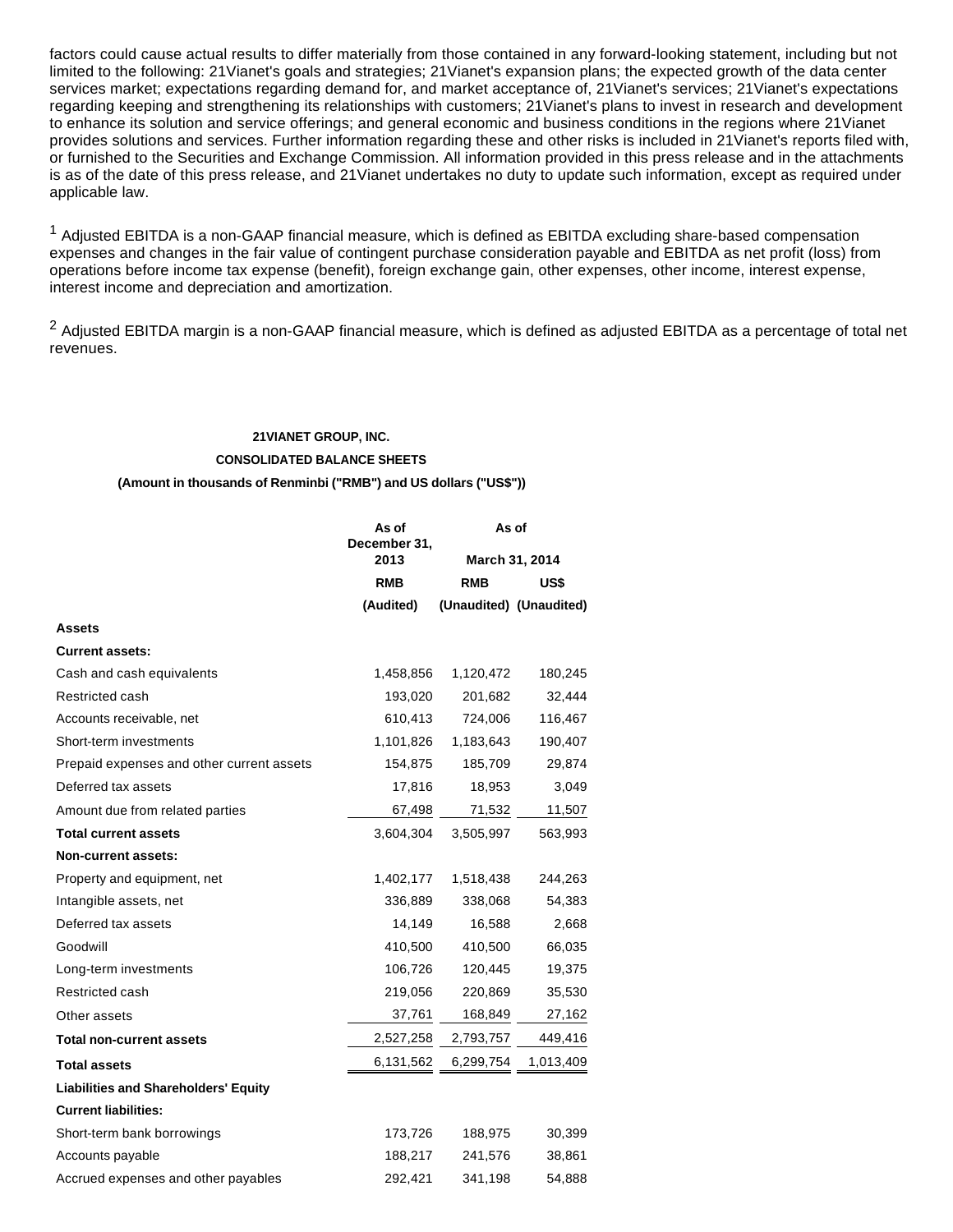factors could cause actual results to differ materially from those contained in any forward-looking statement, including but not limited to the following: 21Vianet's goals and strategies; 21Vianet's expansion plans; the expected growth of the data center services market; expectations regarding demand for, and market acceptance of, 21Vianet's services; 21Vianet's expectations regarding keeping and strengthening its relationships with customers; 21Vianet's plans to invest in research and development to enhance its solution and service offerings; and general economic and business conditions in the regions where 21Vianet provides solutions and services. Further information regarding these and other risks is included in 21Vianet's reports filed with, or furnished to the Securities and Exchange Commission. All information provided in this press release and in the attachments is as of the date of this press release, and 21Vianet undertakes no duty to update such information, except as required under applicable law.

[1] Adjusted EBITDA is a non-GAAP financial measure, which is defined as EBITDA excluding share-based compensation expenses and changes in the fair value of contingent purchase consideration payable and EBITDA as net profit (loss) from operations before income tax expense (benefit), foreign exchange gain, other expenses, other income, interest expense, interest income and depreciation and amortization.

[2] Adjusted EBITDA margin is a non-GAAP financial measure, which is defined as adjusted EBITDA as a percentage of total net revenues.

**21VIANET GROUP, INC.**

**CONSOLIDATED BALANCE SHEETS**

**(Amount in thousands of Renminbi ("RMB") and US dollars ("US$"))**

| | As of December 31, 2013 | As of March 31, 2014 | |
|---|---|---|---|
| | RMB | RMB | US$ |
| | (Audited) | (Unaudited) | (Unaudited) |
| **Assets** | | | |
| **Current assets:** | | | |
| Cash and cash equivalents | 1,458,856 | 1,120,472 | 180,245 |
| Restricted cash | 193,020 | 201,682 | 32,444 |
| Accounts receivable, net | 610,413 | 724,006 | 116,467 |
| Short-term investments | 1,101,826 | 1,183,643 | 190,407 |
| Prepaid expenses and other current assets | 154,875 | 185,709 | 29,874 |
| Deferred tax assets | 17,816 | 18,953 | 3,049 |
| Amount due from related parties | 67,498 | 71,532 | 11,507 |
| **Total current assets** | 3,604,304 | 3,505,997 | 563,993 |
| **Non-current assets:** | | | |
| Property and equipment, net | 1,402,177 | 1,518,438 | 244,263 |
| Intangible assets, net | 336,889 | 338,068 | 54,383 |
| Deferred tax assets | 14,149 | 16,588 | 2,668 |
| Goodwill | 410,500 | 410,500 | 66,035 |
| Long-term investments | 106,726 | 120,445 | 19,375 |
| Restricted cash | 219,056 | 220,869 | 35,530 |
| Other assets | 37,761 | 168,849 | 27,162 |
| **Total non-current assets** | 2,527,258 | 2,793,757 | 449,416 |
| **Total assets** | 6,131,562 | 6,299,754 | 1,013,409 |
| **Liabilities and Shareholders' Equity** | | | |
| **Current liabilities:** | | | |
| Short-term bank borrowings | 173,726 | 188,975 | 30,399 |
| Accounts payable | 188,217 | 241,576 | 38,861 |
| Accrued expenses and other payables | 292,421 | 341,198 | 54,888 |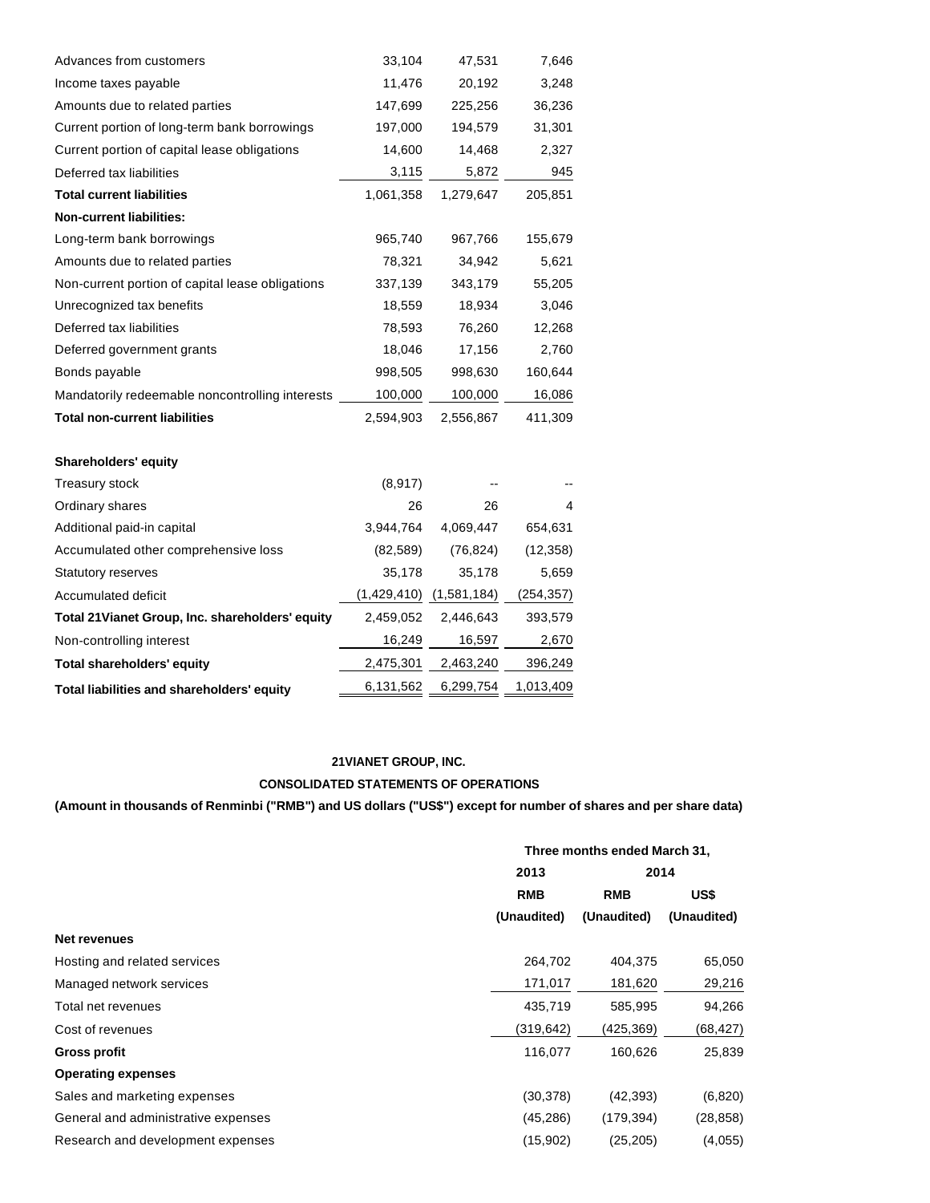| | | | |
|---|---|---|---|
| Advances from customers | 33,104 | 47,531 | 7,646 |
| Income taxes payable | 11,476 | 20,192 | 3,248 |
| Amounts due to related parties | 147,699 | 225,256 | 36,236 |
| Current portion of long-term bank borrowings | 197,000 | 194,579 | 31,301 |
| Current portion of capital lease obligations | 14,600 | 14,468 | 2,327 |
| Deferred tax liabilities | 3,115 | 5,872 | 945 |
| **Total current liabilities** | 1,061,358 | 1,279,647 | 205,851 |
| **Non-current liabilities:** | | | |
| Long-term bank borrowings | 965,740 | 967,766 | 155,679 |
| Amounts due to related parties | 78,321 | 34,942 | 5,621 |
| Non-current portion of capital lease obligations | 337,139 | 343,179 | 55,205 |
| Unrecognized tax benefits | 18,559 | 18,934 | 3,046 |
| Deferred tax liabilities | 78,593 | 76,260 | 12,268 |
| Deferred government grants | 18,046 | 17,156 | 2,760 |
| Bonds payable | 998,505 | 998,630 | 160,644 |
| Mandatorily redeemable noncontrolling interests | 100,000 | 100,000 | 16,086 |
| **Total non-current liabilities** | 2,594,903 | 2,556,867 | 411,309 |
| | | | |
| **Shareholders' equity** | | | |
| Treasury stock | (8,917) | -- | -- |
| Ordinary shares | 26 | 26 | 4 |
| Additional paid-in capital | 3,944,764 | 4,069,447 | 654,631 |
| Accumulated other comprehensive loss | (82,589) | (76,824) | (12,358) |
| Statutory reserves | 35,178 | 35,178 | 5,659 |
| Accumulated deficit | (1,429,410) | (1,581,184) | (254,357) |
| **Total 21Vianet Group, Inc. shareholders' equity** | 2,459,052 | 2,446,643 | 393,579 |
| Non-controlling interest | 16,249 | 16,597 | 2,670 |
| **Total shareholders' equity** | 2,475,301 | 2,463,240 | 396,249 |
| **Total liabilities and shareholders' equity** | 6,131,562 | 6,299,754 | 1,013,409 |

**21VIANET GROUP, INC.**

**CONSOLIDATED STATEMENTS OF OPERATIONS**

**(Amount in thousands of Renminbi ("RMB") and US dollars ("US$") except for number of shares and per share data)**

| | Three months ended March 31, | | |
|---|---|---|---|
| | 2013 | 2014 | |
| | RMB | RMB | US$ |
| | (Unaudited) | (Unaudited) | (Unaudited) |
| **Net revenues** | | | |
| Hosting and related services | 264,702 | 404,375 | 65,050 |
| Managed network services | 171,017 | 181,620 | 29,216 |
| Total net revenues | 435,719 | 585,995 | 94,266 |
| Cost of revenues | (319,642) | (425,369) | (68,427) |
| **Gross profit** | 116,077 | 160,626 | 25,839 |
| **Operating expenses** | | | |
| Sales and marketing expenses | (30,378) | (42,393) | (6,820) |
| General and administrative expenses | (45,286) | (179,394) | (28,858) |
| Research and development expenses | (15,902) | (25,205) | (4,055) |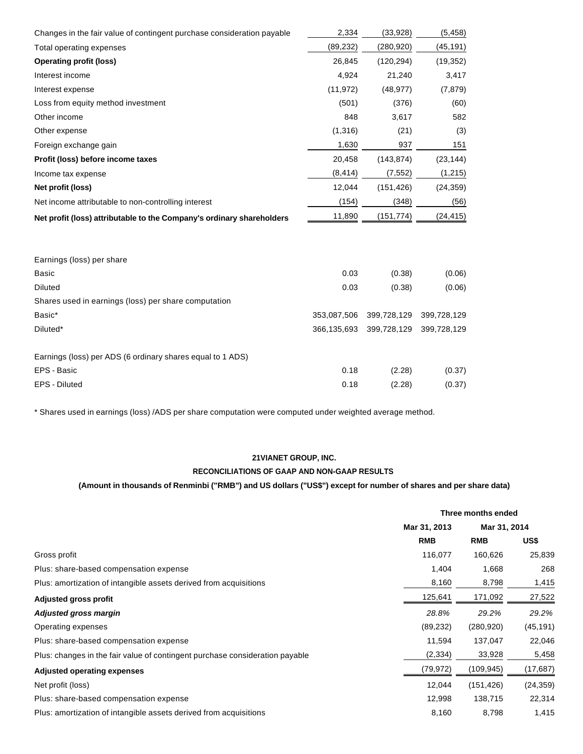| | | | |
|---|---|---|---|
| Changes in the fair value of contingent purchase consideration payable | 2,334 | (33,928) | (5,458) |
| Total operating expenses | (89,232) | (280,920) | (45,191) |
| **Operating profit (loss)** | 26,845 | (120,294) | (19,352) |
| Interest income | 4,924 | 21,240 | 3,417 |
| Interest expense | (11,972) | (48,977) | (7,879) |
| Loss from equity method investment | (501) | (376) | (60) |
| Other income | 848 | 3,617 | 582 |
| Other expense | (1,316) | (21) | (3) |
| Foreign exchange gain | 1,630 | 937 | 151 |
| **Profit (loss) before income taxes** | 20,458 | (143,874) | (23,144) |
| Income tax expense | (8,414) | (7,552) | (1,215) |
| **Net profit (loss)** | 12,044 | (151,426) | (24,359) |
| Net income attributable to non-controlling interest | (154) | (348) | (56) |
| **Net profit (loss) attributable to the Company's ordinary shareholders** | 11,890 | (151,774) | (24,415) |
| | | | |
| Earnings (loss) per share | | | |
| Basic | 0.03 | (0.38) | (0.06) |
| Diluted | 0.03 | (0.38) | (0.06) |
| Shares used in earnings (loss) per share computation | | | |
| Basic* | 353,087,506 | 399,728,129 | 399,728,129 |
| Diluted* | 366,135,693 | 399,728,129 | 399,728,129 |
| | | | |
| Earnings (loss) per ADS (6 ordinary shares equal to 1 ADS) | | | |
| EPS - Basic | 0.18 | (2.28) | (0.37) |
| EPS - Diluted | 0.18 | (2.28) | (0.37) |

* Shares used in earnings (loss) /ADS per share computation were computed under weighted average method.

**21VIANET GROUP, INC.**

**RECONCILIATIONS OF GAAP AND NON-GAAP RESULTS**

**(Amount in thousands of Renminbi ("RMB") and US dollars ("US$") except for number of shares and per share data)**

| | Three months ended | | |
|---|---|---|---|
| | Mar 31, 2013 | Mar 31, 2014 | |
| | **RMB** | **RMB** | **US$** |
| Gross profit | 116,077 | 160,626 | 25,839 |
| Plus: share-based compensation expense | 1,404 | 1,668 | 268 |
| Plus: amortization of intangible assets derived from acquisitions | 8,160 | 8,798 | 1,415 |
| **Adjusted gross profit** | 125,641 | 171,092 | 27,522 |
| ***Adjusted gross margin*** | *28.8%* | *29.2%* | *29.2%* |
| Operating expenses | (89,232) | (280,920) | (45,191) |
| Plus: share-based compensation expense | 11,594 | 137,047 | 22,046 |
| Plus: changes in the fair value of contingent purchase consideration payable | (2,334) | 33,928 | 5,458 |
| **Adjusted operating expenses** | (79,972) | (109,945) | (17,687) |
| Net profit (loss) | 12,044 | (151,426) | (24,359) |
| Plus: share-based compensation expense | 12,998 | 138,715 | 22,314 |
| Plus: amortization of intangible assets derived from acquisitions | 8,160 | 8,798 | 1,415 |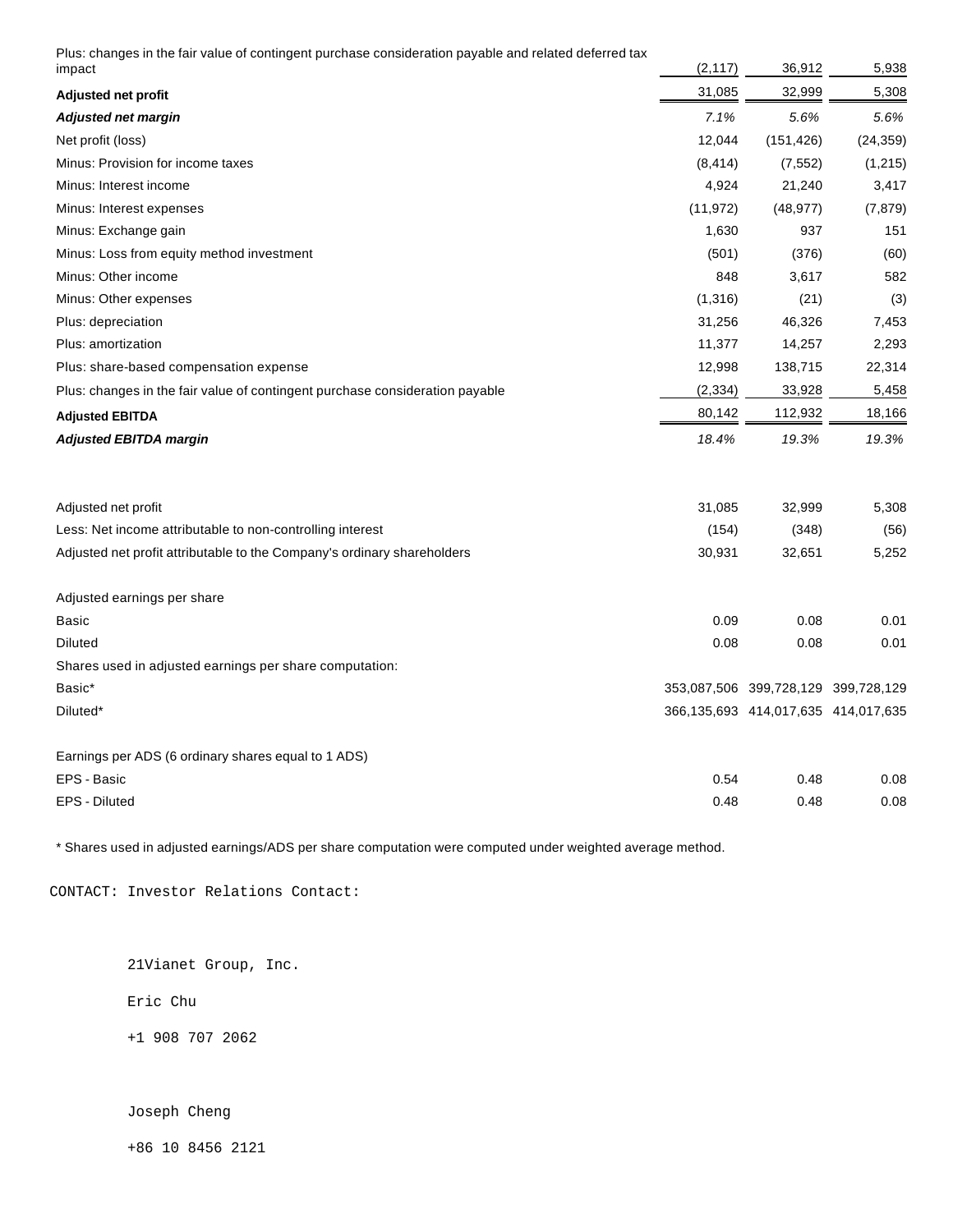| | | | |
|---|---|---|---|
| Plus: changes in the fair value of contingent purchase consideration payable and related deferred tax impact | (2,117) | 36,912 | 5,938 |
| **Adjusted net profit** | 31,085 | 32,999 | 5,308 |
| ***Adjusted net margin*** | *7.1%* | *5.6%* | *5.6%* |
| Net profit (loss) | 12,044 | (151,426) | (24,359) |
| Minus: Provision for income taxes | (8,414) | (7,552) | (1,215) |
| Minus: Interest income | 4,924 | 21,240 | 3,417 |
| Minus: Interest expenses | (11,972) | (48,977) | (7,879) |
| Minus: Exchange gain | 1,630 | 937 | 151 |
| Minus: Loss from equity method investment | (501) | (376) | (60) |
| Minus: Other income | 848 | 3,617 | 582 |
| Minus: Other expenses | (1,316) | (21) | (3) |
| Plus: depreciation | 31,256 | 46,326 | 7,453 |
| Plus: amortization | 11,377 | 14,257 | 2,293 |
| Plus: share-based compensation expense | 12,998 | 138,715 | 22,314 |
| Plus: changes in the fair value of contingent purchase consideration payable | (2,334) | 33,928 | 5,458 |
| **Adjusted EBITDA** | 80,142 | 112,932 | 18,166 |
| ***Adjusted EBITDA margin*** | *18.4%* | *19.3%* | *19.3%* |
| | | | |
| Adjusted net profit | 31,085 | 32,999 | 5,308 |
| Less: Net income attributable to non-controlling interest | (154) | (348) | (56) |
| Adjusted net profit attributable to the Company's ordinary shareholders | 30,931 | 32,651 | 5,252 |
| | | | |
| Adjusted earnings per share | | | |
| Basic | 0.09 | 0.08 | 0.01 |
| Diluted | 0.08 | 0.08 | 0.01 |
| Shares used in adjusted earnings per share computation: | | | |
| Basic* | 353,087,506 | 399,728,129 | 399,728,129 |
| Diluted* | 366,135,693 | 414,017,635 | 414,017,635 |
| | | | |
| Earnings per ADS (6 ordinary shares equal to 1 ADS) | | | |
| EPS - Basic | 0.54 | 0.48 | 0.08 |
| EPS - Diluted | 0.48 | 0.48 | 0.08 |

* Shares used in adjusted earnings/ADS per share computation were computed under weighted average method.

CONTACT: Investor Relations Contact:

21Vianet Group, Inc.

Eric Chu

+1 908 707 2062

Joseph Cheng

+86 10 8456 2121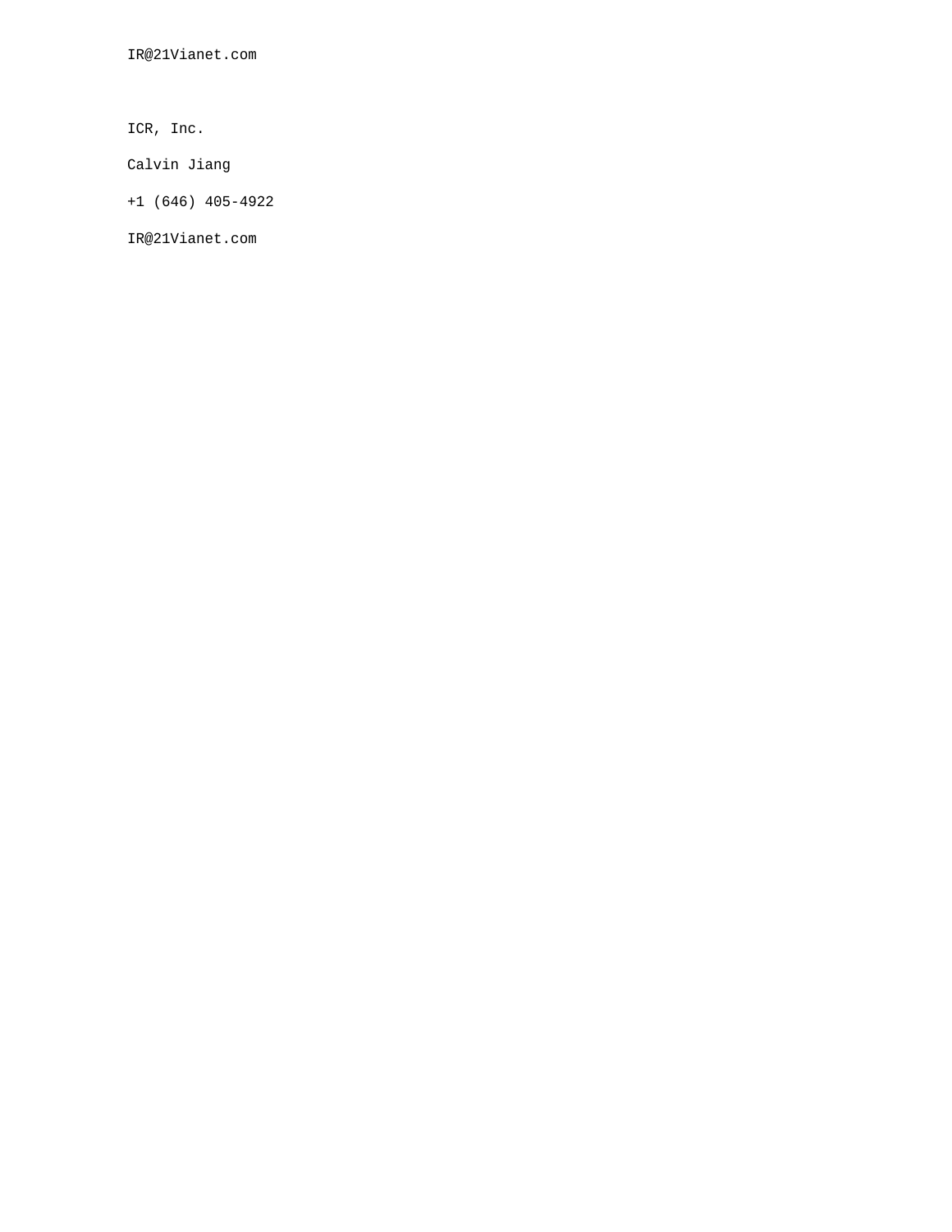IR@21Vianet.com

ICR, Inc.

Calvin Jiang

+1 (646) 405-4922

IR@21Vianet.com